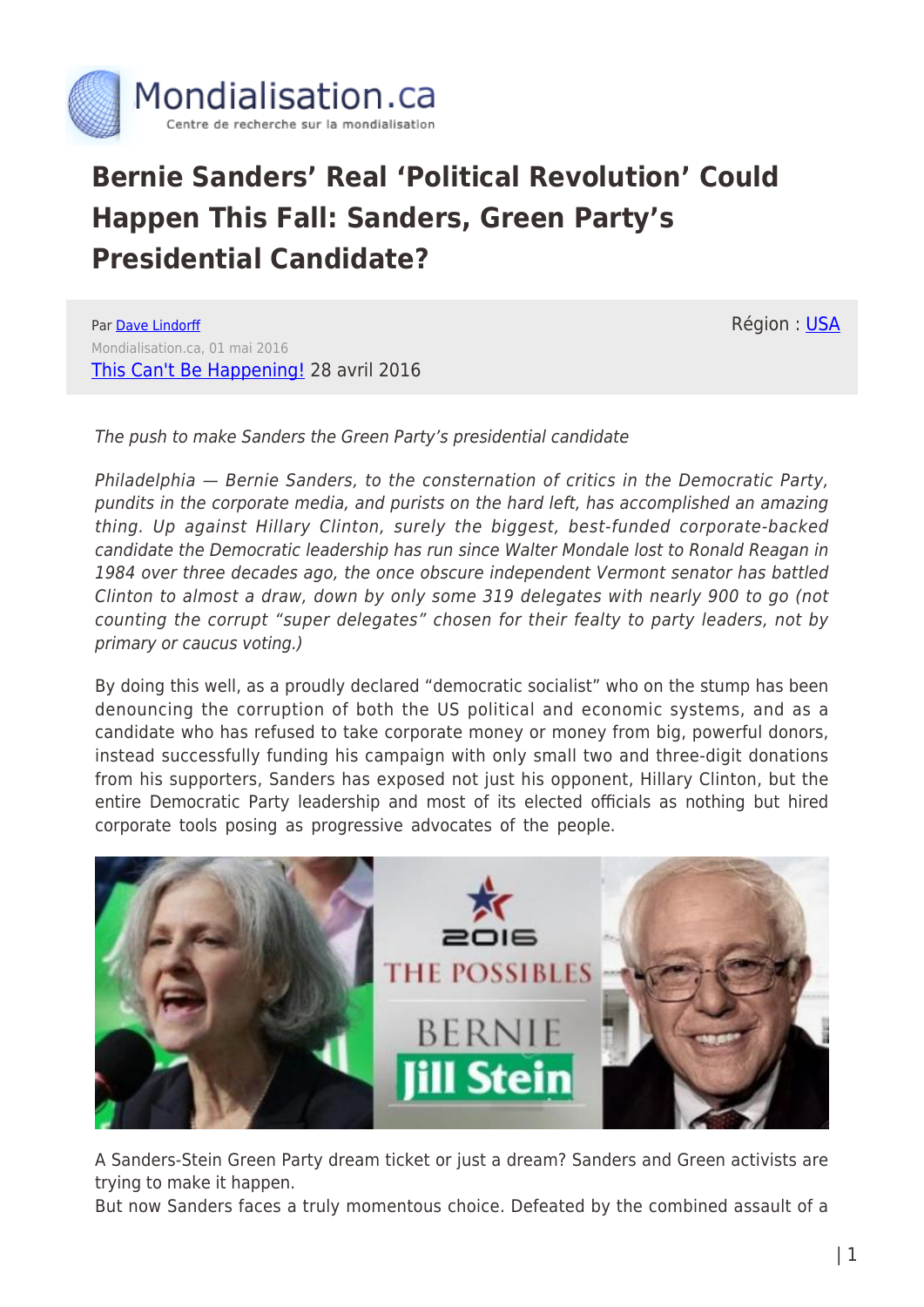# Bernie Sanders' Real 'Political Revolution' Could Happen This Fall: Sanders, Green Party's Presidential Candidate?

Par Dave Lindorff

Région : USA

Mondialisation.ca, 01 mai 2016

This Can't Be Happening! 28 avril 2016

*The push to make Sanders the Green Party's presidential candidate*

*Philadelphia — Bernie Sanders, to the consternation of critics in the Democratic Party, pundits in the corporate media, and purists on the hard left, has accomplished an amazing thing. Up against Hillary Clinton, surely the biggest, best-funded corporate-backed candidate the Democratic leadership has run since Walter Mondale lost to Ronald Reagan in 1984 over three decades ago, the once obscure independent Vermont senator has battled Clinton to almost a draw, down by only some 319 delegates with nearly 900 to go (not counting the corrupt "super delegates" chosen for their fealty to party leaders, not by primary or caucus voting.)*

By doing this well, as a proudly declared "democratic socialist" who on the stump has been denouncing the corruption of both the US political and economic systems, and as a candidate who has refused to take corporate money or money from big, powerful donors, instead successfully funding his campaign with only small two and three-digit donations from his supporters, Sanders has exposed not just his opponent, Hillary Clinton, but the entire Democratic Party leadership and most of its elected officials as nothing but hired corporate tools posing as progressive advocates of the people.

A Sanders-Stein Green Party dream ticket or just a dream? Sanders and Green activists are trying to make it happen.

But now Sanders faces a truly momentous choice. Defeated by the combined assault of a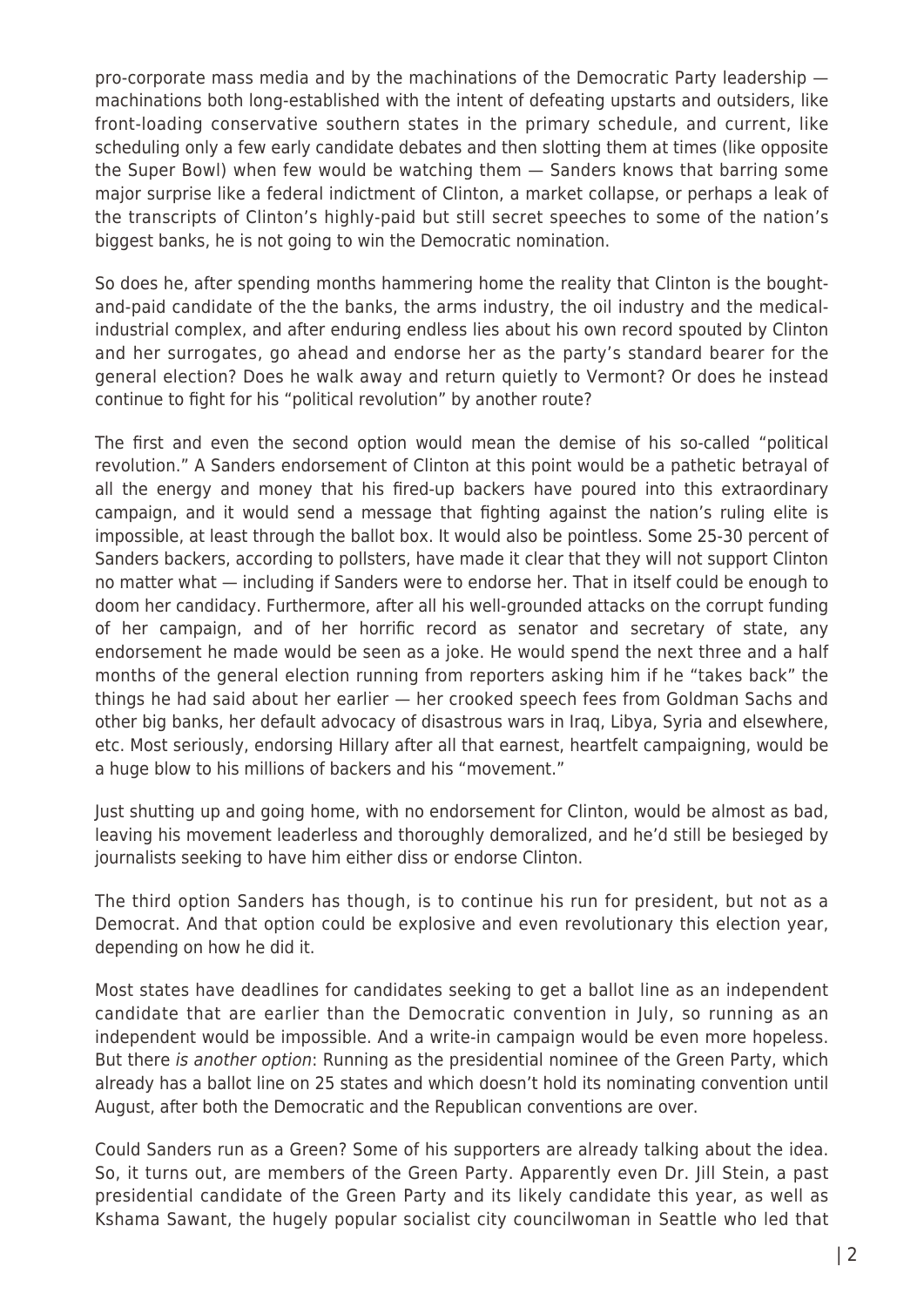pro-corporate mass media and by the machinations of the Democratic Party leadership — machinations both long-established with the intent of defeating upstarts and outsiders, like front-loading conservative southern states in the primary schedule, and current, like scheduling only a few early candidate debates and then slotting them at times (like opposite the Super Bowl) when few would be watching them — Sanders knows that barring some major surprise like a federal indictment of Clinton, a market collapse, or perhaps a leak of the transcripts of Clinton's highly-paid but still secret speeches to some of the nation's biggest banks, he is not going to win the Democratic nomination.

So does he, after spending months hammering home the reality that Clinton is the bought-and-paid candidate of the the banks, the arms industry, the oil industry and the medical-industrial complex, and after enduring endless lies about his own record spouted by Clinton and her surrogates, go ahead and endorse her as the party's standard bearer for the general election? Does he walk away and return quietly to Vermont? Or does he instead continue to fight for his "political revolution" by another route?

The first and even the second option would mean the demise of his so-called "political revolution." A Sanders endorsement of Clinton at this point would be a pathetic betrayal of all the energy and money that his fired-up backers have poured into this extraordinary campaign, and it would send a message that fighting against the nation's ruling elite is impossible, at least through the ballot box. It would also be pointless. Some 25-30 percent of Sanders backers, according to pollsters, have made it clear that they will not support Clinton no matter what — including if Sanders were to endorse her. That in itself could be enough to doom her candidacy. Furthermore, after all his well-grounded attacks on the corrupt funding of her campaign, and of her horrific record as senator and secretary of state, any endorsement he made would be seen as a joke. He would spend the next three and a half months of the general election running from reporters asking him if he "takes back" the things he had said about her earlier — her crooked speech fees from Goldman Sachs and other big banks, her default advocacy of disastrous wars in Iraq, Libya, Syria and elsewhere, etc. Most seriously, endorsing Hillary after all that earnest, heartfelt campaigning, would be a huge blow to his millions of backers and his "movement."

Just shutting up and going home, with no endorsement for Clinton, would be almost as bad, leaving his movement leaderless and thoroughly demoralized, and he'd still be besieged by journalists seeking to have him either diss or endorse Clinton.

The third option Sanders has though, is to continue his run for president, but not as a Democrat. And that option could be explosive and even revolutionary this election year, depending on how he did it.

Most states have deadlines for candidates seeking to get a ballot line as an independent candidate that are earlier than the Democratic convention in July, so running as an independent would be impossible. And a write-in campaign would be even more hopeless. But there *is another option*: Running as the presidential nominee of the Green Party, which already has a ballot line on 25 states and which doesn't hold its nominating convention until August, after both the Democratic and the Republican conventions are over.

Could Sanders run as a Green? Some of his supporters are already talking about the idea. So, it turns out, are members of the Green Party. Apparently even Dr. Jill Stein, a past presidential candidate of the Green Party and its likely candidate this year, as well as Kshama Sawant, the hugely popular socialist city councilwoman in Seattle who led that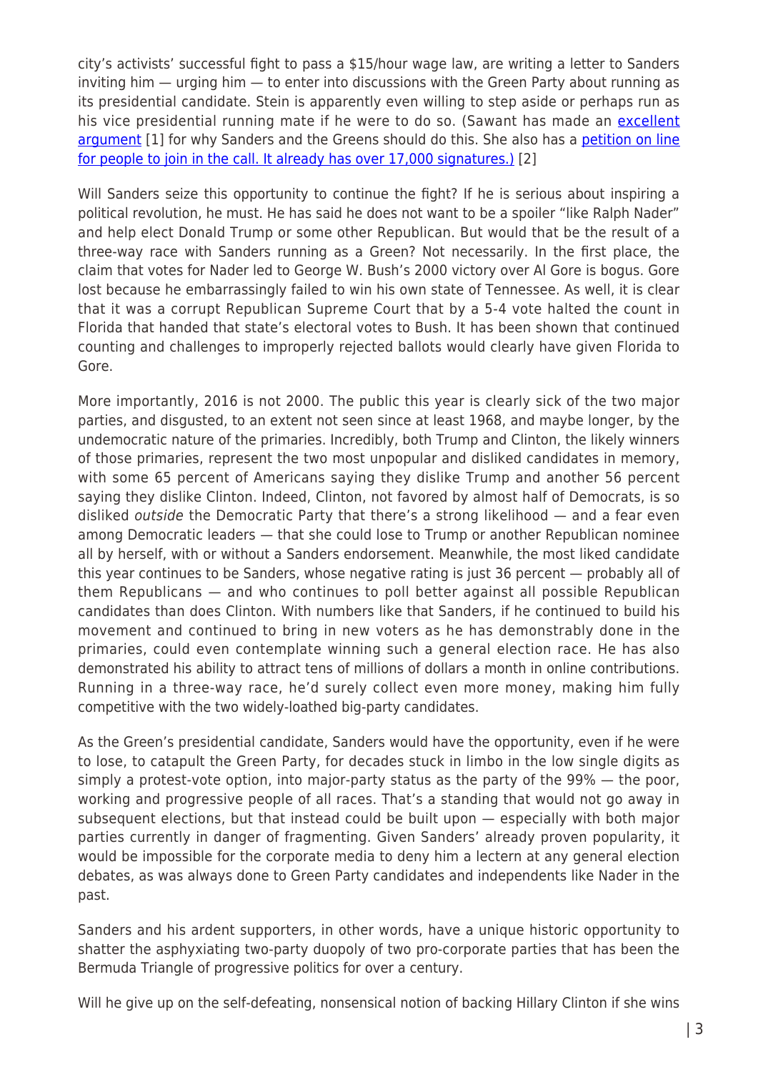city's activists' successful fight to pass a $15/hour wage law, are writing a letter to Sanders inviting him — urging him — to enter into discussions with the Green Party about running as its presidential candidate. Stein is apparently even willing to step aside or perhaps run as his vice presidential running mate if he were to do so. (Sawant has made an excellent argument [1] for why Sanders and the Greens should do this. She also has a petition on line for people to join in the call. It already has over 17,000 signatures.) [2]

Will Sanders seize this opportunity to continue the fight? If he is serious about inspiring a political revolution, he must. He has said he does not want to be a spoiler "like Ralph Nader" and help elect Donald Trump or some other Republican. But would that be the result of a three-way race with Sanders running as a Green? Not necessarily. In the first place, the claim that votes for Nader led to George W. Bush's 2000 victory over Al Gore is bogus. Gore lost because he embarrassingly failed to win his own state of Tennessee. As well, it is clear that it was a corrupt Republican Supreme Court that by a 5-4 vote halted the count in Florida that handed that state's electoral votes to Bush. It has been shown that continued counting and challenges to improperly rejected ballots would clearly have given Florida to Gore.

More importantly, 2016 is not 2000. The public this year is clearly sick of the two major parties, and disgusted, to an extent not seen since at least 1968, and maybe longer, by the undemocratic nature of the primaries. Incredibly, both Trump and Clinton, the likely winners of those primaries, represent the two most unpopular and disliked candidates in memory, with some 65 percent of Americans saying they dislike Trump and another 56 percent saying they dislike Clinton. Indeed, Clinton, not favored by almost half of Democrats, is so disliked *outside* the Democratic Party that there's a strong likelihood — and a fear even among Democratic leaders — that she could lose to Trump or another Republican nominee all by herself, with or without a Sanders endorsement. Meanwhile, the most liked candidate this year continues to be Sanders, whose negative rating is just 36 percent — probably all of them Republicans — and who continues to poll better against all possible Republican candidates than does Clinton. With numbers like that Sanders, if he continued to build his movement and continued to bring in new voters as he has demonstrably done in the primaries, could even contemplate winning such a general election race. He has also demonstrated his ability to attract tens of millions of dollars a month in online contributions. Running in a three-way race, he'd surely collect even more money, making him fully competitive with the two widely-loathed big-party candidates.

As the Green's presidential candidate, Sanders would have the opportunity, even if he were to lose, to catapult the Green Party, for decades stuck in limbo in the low single digits as simply a protest-vote option, into major-party status as the party of the 99% — the poor, working and progressive people of all races. That's a standing that would not go away in subsequent elections, but that instead could be built upon — especially with both major parties currently in danger of fragmenting. Given Sanders' already proven popularity, it would be impossible for the corporate media to deny him a lectern at any general election debates, as was always done to Green Party candidates and independents like Nader in the past.

Sanders and his ardent supporters, in other words, have a unique historic opportunity to shatter the asphyxiating two-party duopoly of two pro-corporate parties that has been the Bermuda Triangle of progressive politics for over a century.

Will he give up on the self-defeating, nonsensical notion of backing Hillary Clinton if she wins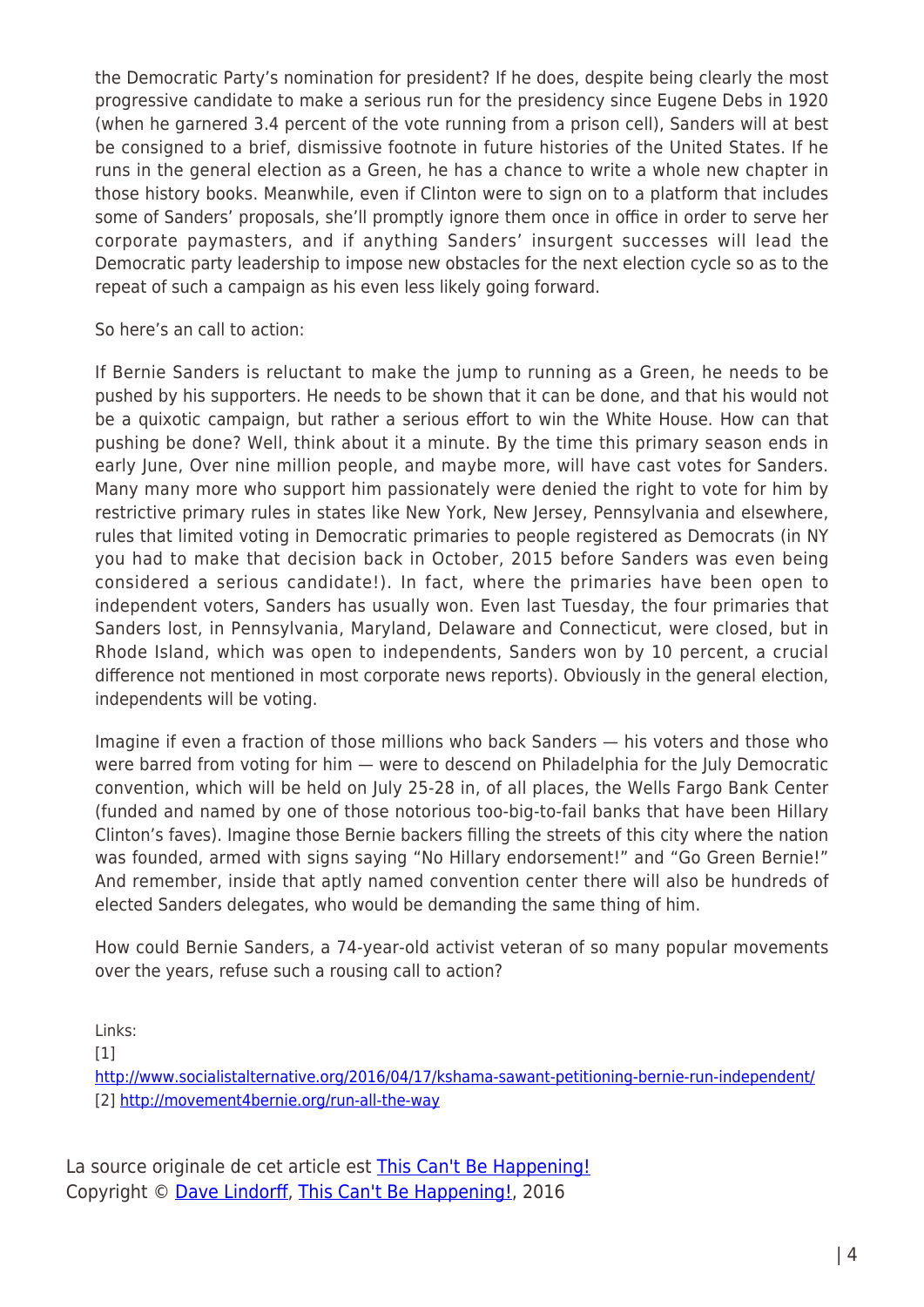the Democratic Party's nomination for president? If he does, despite being clearly the most progressive candidate to make a serious run for the presidency since Eugene Debs in 1920 (when he garnered 3.4 percent of the vote running from a prison cell), Sanders will at best be consigned to a brief, dismissive footnote in future histories of the United States. If he runs in the general election as a Green, he has a chance to write a whole new chapter in those history books. Meanwhile, even if Clinton were to sign on to a platform that includes some of Sanders' proposals, she'll promptly ignore them once in office in order to serve her corporate paymasters, and if anything Sanders' insurgent successes will lead the Democratic party leadership to impose new obstacles for the next election cycle so as to the repeat of such a campaign as his even less likely going forward.

So here's an call to action:

If Bernie Sanders is reluctant to make the jump to running as a Green, he needs to be pushed by his supporters. He needs to be shown that it can be done, and that his would not be a quixotic campaign, but rather a serious effort to win the White House. How can that pushing be done? Well, think about it a minute. By the time this primary season ends in early June, Over nine million people, and maybe more, will have cast votes for Sanders. Many many more who support him passionately were denied the right to vote for him by restrictive primary rules in states like New York, New Jersey, Pennsylvania and elsewhere, rules that limited voting in Democratic primaries to people registered as Democrats (in NY you had to make that decision back in October, 2015 before Sanders was even being considered a serious candidate!). In fact, where the primaries have been open to independent voters, Sanders has usually won. Even last Tuesday, the four primaries that Sanders lost, in Pennsylvania, Maryland, Delaware and Connecticut, were closed, but in Rhode Island, which was open to independents, Sanders won by 10 percent, a crucial difference not mentioned in most corporate news reports). Obviously in the general election, independents will be voting.

Imagine if even a fraction of those millions who back Sanders — his voters and those who were barred from voting for him — were to descend on Philadelphia for the July Democratic convention, which will be held on July 25-28 in, of all places, the Wells Fargo Bank Center (funded and named by one of those notorious too-big-to-fail banks that have been Hillary Clinton's faves). Imagine those Bernie backers filling the streets of this city where the nation was founded, armed with signs saying "No Hillary endorsement!" and "Go Green Bernie!" And remember, inside that aptly named convention center there will also be hundreds of elected Sanders delegates, who would be demanding the same thing of him.

How could Bernie Sanders, a 74-year-old activist veteran of so many popular movements over the years, refuse such a rousing call to action?

Links:
[1] http://www.socialistalternative.org/2016/04/17/kshama-sawant-petitioning-bernie-run-independent/
[2] http://movement4bernie.org/run-all-the-way

La source originale de cet article est [This Can't Be Happening!]()
Copyright © [Dave Lindorff](), [This Can't Be Happening!](), 2016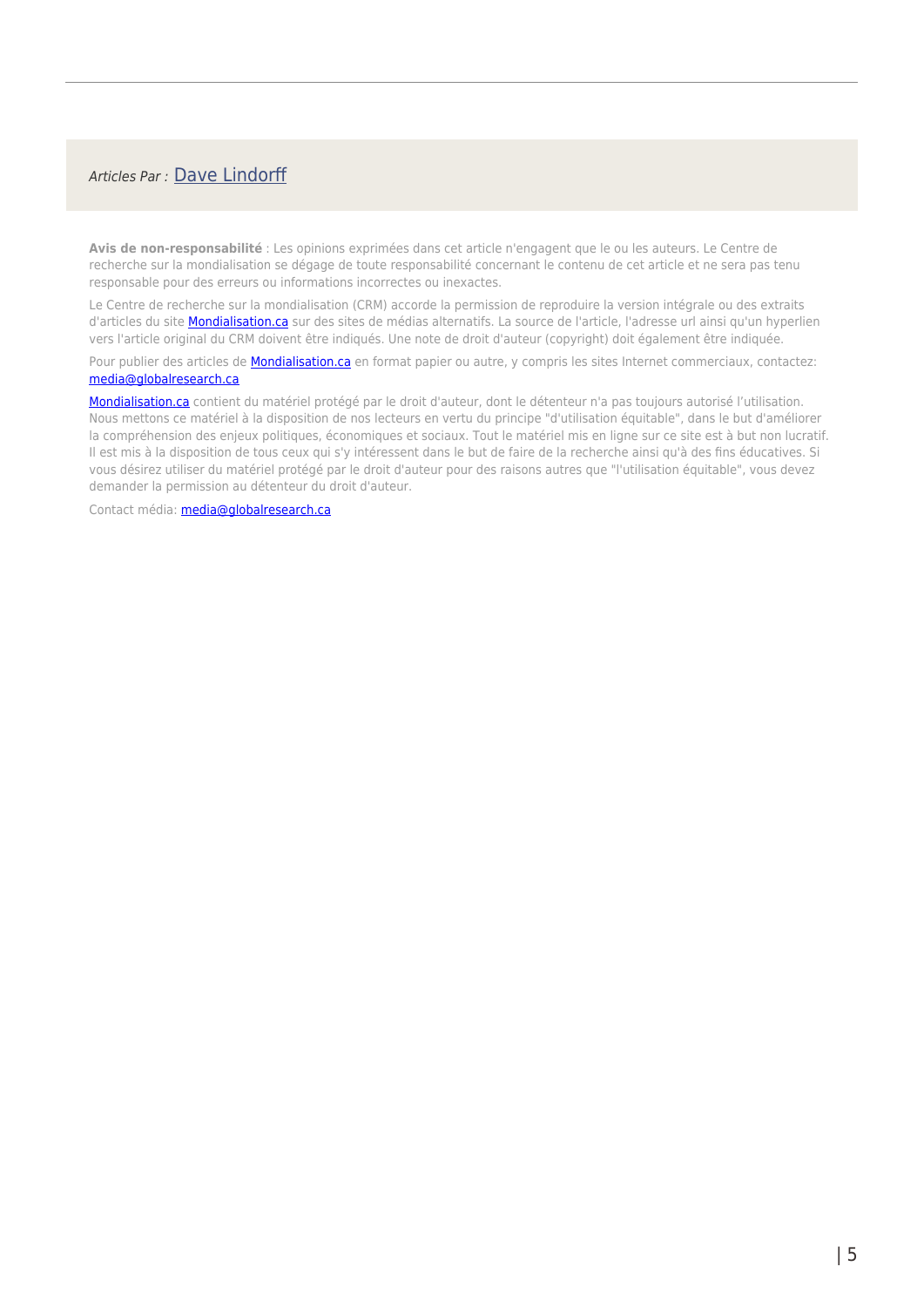*Articles Par :* [Dave Lindorff]

**Avis de non-responsabilité** : Les opinions exprimées dans cet article n'engagent que le ou les auteurs. Le Centre de recherche sur la mondialisation se dégage de toute responsabilité concernant le contenu de cet article et ne sera pas tenu responsable pour des erreurs ou informations incorrectes ou inexactes.

Le Centre de recherche sur la mondialisation (CRM) accorde la permission de reproduire la version intégrale ou des extraits d'articles du site Mondialisation.ca sur des sites de médias alternatifs. La source de l'article, l'adresse url ainsi qu'un hyperlien vers l'article original du CRM doivent être indiqués. Une note de droit d'auteur (copyright) doit également être indiquée.

Pour publier des articles de Mondialisation.ca en format papier ou autre, y compris les sites Internet commerciaux, contactez: media@globalresearch.ca

Mondialisation.ca contient du matériel protégé par le droit d'auteur, dont le détenteur n'a pas toujours autorisé l'utilisation. Nous mettons ce matériel à la disposition de nos lecteurs en vertu du principe "d'utilisation équitable", dans le but d'améliorer la compréhension des enjeux politiques, économiques et sociaux. Tout le matériel mis en ligne sur ce site est à but non lucratif. Il est mis à la disposition de tous ceux qui s'y intéressent dans le but de faire de la recherche ainsi qu'à des fins éducatives. Si vous désirez utiliser du matériel protégé par le droit d'auteur pour des raisons autres que "l'utilisation équitable", vous devez demander la permission au détenteur du droit d'auteur.

Contact média: media@globalresearch.ca